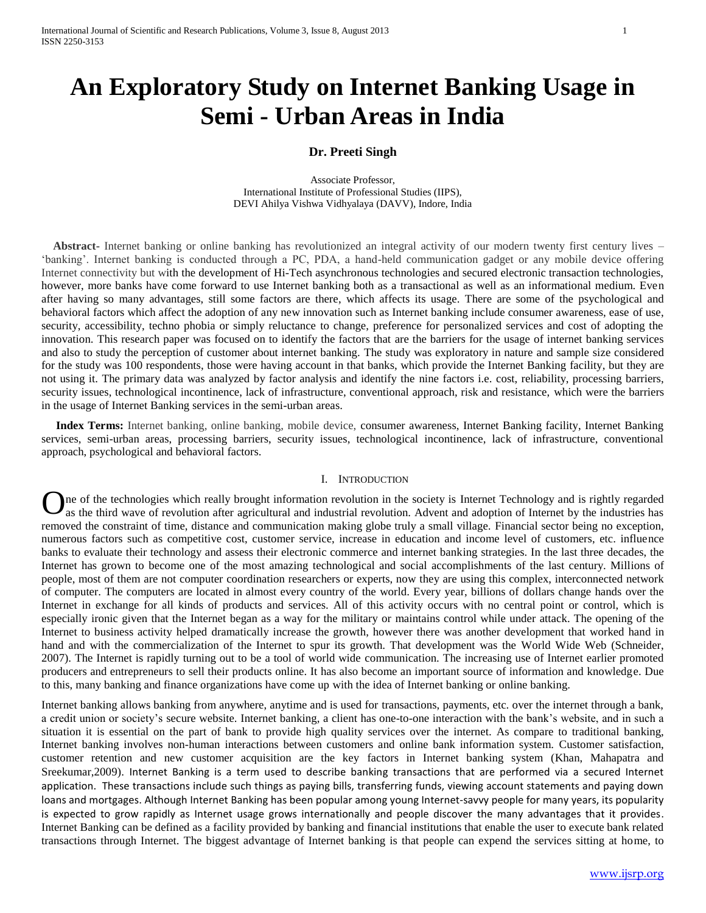# An Exploratory Study on Internet Banking Usage in Semi - Urban Areas in India

**Dr. Preeti Singh**

Associate Professor,
International Institute of Professional Studies (IIPS),
DEVI Ahilya Vishwa Vidhyalaya (DAVV), Indore, India

**Abstract-** Internet banking or online banking has revolutionized an integral activity of our modern twenty first century lives – 'banking'. Internet banking is conducted through a PC, PDA, a hand-held communication gadget or any mobile device offering Internet connectivity but with the development of Hi-Tech asynchronous technologies and secured electronic transaction technologies, however, more banks have come forward to use Internet banking both as a transactional as well as an informational medium. Even after having so many advantages, still some factors are there, which affects its usage. There are some of the psychological and behavioral factors which affect the adoption of any new innovation such as Internet banking include consumer awareness, ease of use, security, accessibility, techno phobia or simply reluctance to change, preference for personalized services and cost of adopting the innovation. This research paper was focused on to identify the factors that are the barriers for the usage of internet banking services and also to study the perception of customer about internet banking. The study was exploratory in nature and sample size considered for the study was 100 respondents, those were having account in that banks, which provide the Internet Banking facility, but they are not using it. The primary data was analyzed by factor analysis and identify the nine factors i.e. cost, reliability, processing barriers, security issues, technological incontinence, lack of infrastructure, conventional approach, risk and resistance, which were the barriers in the usage of Internet Banking services in the semi-urban areas.

**Index Terms:** Internet banking, online banking, mobile device, consumer awareness, Internet Banking facility, Internet Banking services, semi-urban areas, processing barriers, security issues, technological incontinence, lack of infrastructure, conventional approach, psychological and behavioral factors.

## I. Introduction

One of the technologies which really brought information revolution in the society is Internet Technology and is rightly regarded as the third wave of revolution after agricultural and industrial revolution. Advent and adoption of Internet by the industries has removed the constraint of time, distance and communication making globe truly a small village. Financial sector being no exception, numerous factors such as competitive cost, customer service, increase in education and income level of customers, etc. influence banks to evaluate their technology and assess their electronic commerce and internet banking strategies. In the last three decades, the Internet has grown to become one of the most amazing technological and social accomplishments of the last century. Millions of people, most of them are not computer coordination researchers or experts, now they are using this complex, interconnected network of computer. The computers are located in almost every country of the world. Every year, billions of dollars change hands over the Internet in exchange for all kinds of products and services. All of this activity occurs with no central point or control, which is especially ironic given that the Internet began as a way for the military or maintains control while under attack. The opening of the Internet to business activity helped dramatically increase the growth, however there was another development that worked hand in hand and with the commercialization of the Internet to spur its growth. That development was the World Wide Web (Schneider, 2007). The Internet is rapidly turning out to be a tool of world wide communication. The increasing use of Internet earlier promoted producers and entrepreneurs to sell their products online. It has also become an important source of information and knowledge. Due to this, many banking and finance organizations have come up with the idea of Internet banking or online banking.

Internet banking allows banking from anywhere, anytime and is used for transactions, payments, etc. over the internet through a bank, a credit union or society's secure website. Internet banking, a client has one-to-one interaction with the bank's website, and in such a situation it is essential on the part of bank to provide high quality services over the internet. As compare to traditional banking, Internet banking involves non-human interactions between customers and online bank information system. Customer satisfaction, customer retention and new customer acquisition are the key factors in Internet banking system (Khan, Mahapatra and Sreekumar,2009). Internet Banking is a term used to describe banking transactions that are performed via a secured Internet application. These transactions include such things as paying bills, transferring funds, viewing account statements and paying down loans and mortgages. Although Internet Banking has been popular among young Internet-savvy people for many years, its popularity is expected to grow rapidly as Internet usage grows internationally and people discover the many advantages that it provides. Internet Banking can be defined as a facility provided by banking and financial institutions that enable the user to execute bank related transactions through Internet. The biggest advantage of Internet banking is that people can expend the services sitting at home, to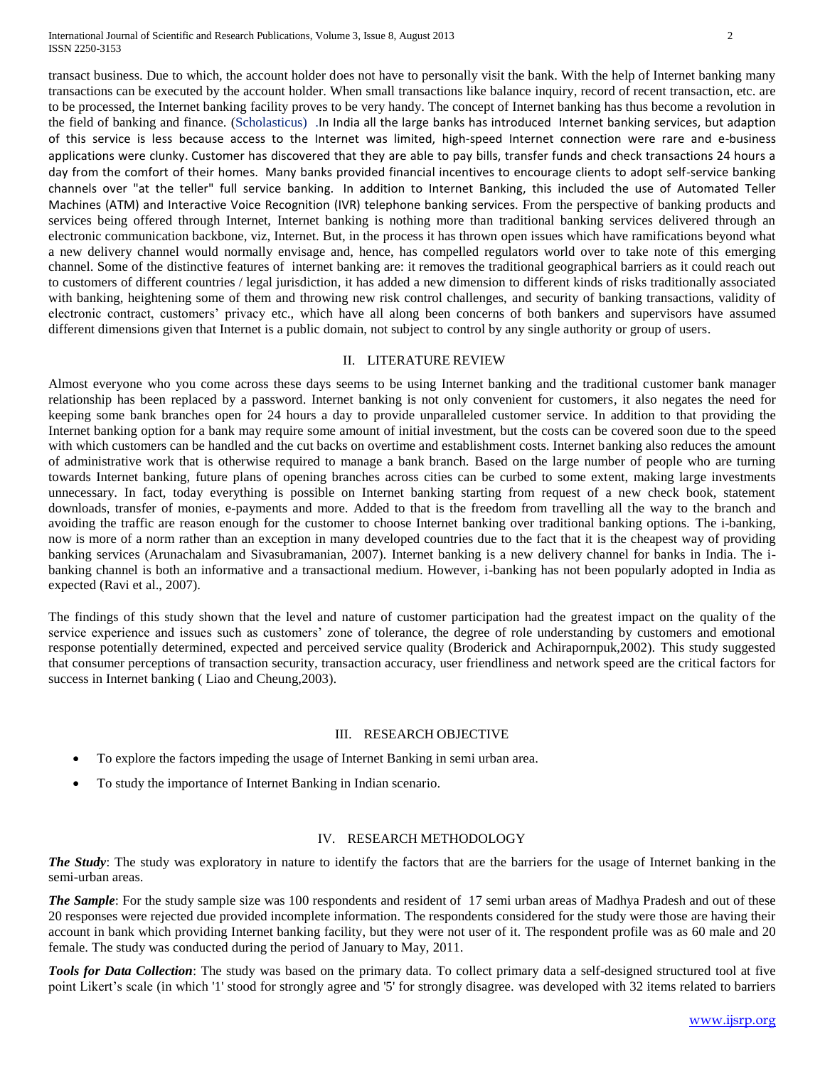transact business. Due to which, the account holder does not have to personally visit the bank. With the help of Internet banking many transactions can be executed by the account holder. When small transactions like balance inquiry, record of recent transaction, etc. are to be processed, the Internet banking facility proves to be very handy. The concept of Internet banking has thus become a revolution in the field of banking and finance. (Scholasticus) .In India all the large banks has introduced Internet banking services, but adaption of this service is less because access to the Internet was limited, high-speed Internet connection were rare and e-business applications were clunky. Customer has discovered that they are able to pay bills, transfer funds and check transactions 24 hours a day from the comfort of their homes. Many banks provided financial incentives to encourage clients to adopt self-service banking channels over "at the teller" full service banking. In addition to Internet Banking, this included the use of Automated Teller Machines (ATM) and Interactive Voice Recognition (IVR) telephone banking services. From the perspective of banking products and services being offered through Internet, Internet banking is nothing more than traditional banking services delivered through an electronic communication backbone, viz, Internet. But, in the process it has thrown open issues which have ramifications beyond what a new delivery channel would normally envisage and, hence, has compelled regulators world over to take note of this emerging channel. Some of the distinctive features of internet banking are: it removes the traditional geographical barriers as it could reach out to customers of different countries / legal jurisdiction, it has added a new dimension to different kinds of risks traditionally associated with banking, heightening some of them and throwing new risk control challenges, and security of banking transactions, validity of electronic contract, customers' privacy etc., which have all along been concerns of both bankers and supervisors have assumed different dimensions given that Internet is a public domain, not subject to control by any single authority or group of users.

## II. LITERATURE REVIEW

Almost everyone who you come across these days seems to be using Internet banking and the traditional customer bank manager relationship has been replaced by a password. Internet banking is not only convenient for customers, it also negates the need for keeping some bank branches open for 24 hours a day to provide unparalleled customer service. In addition to that providing the Internet banking option for a bank may require some amount of initial investment, but the costs can be covered soon due to the speed with which customers can be handled and the cut backs on overtime and establishment costs. Internet banking also reduces the amount of administrative work that is otherwise required to manage a bank branch. Based on the large number of people who are turning towards Internet banking, future plans of opening branches across cities can be curbed to some extent, making large investments unnecessary. In fact, today everything is possible on Internet banking starting from request of a new check book, statement downloads, transfer of monies, e-payments and more. Added to that is the freedom from travelling all the way to the branch and avoiding the traffic are reason enough for the customer to choose Internet banking over traditional banking options. The i-banking, now is more of a norm rather than an exception in many developed countries due to the fact that it is the cheapest way of providing banking services (Arunachalam and Sivasubramanian, 2007). Internet banking is a new delivery channel for banks in India. The i-banking channel is both an informative and a transactional medium. However, i-banking has not been popularly adopted in India as expected (Ravi et al., 2007).

The findings of this study shown that the level and nature of customer participation had the greatest impact on the quality of the service experience and issues such as customers' zone of tolerance, the degree of role understanding by customers and emotional response potentially determined, expected and perceived service quality (Broderick and Achirapornpuk,2002). This study suggested that consumer perceptions of transaction security, transaction accuracy, user friendliness and network speed are the critical factors for success in Internet banking ( Liao and Cheung,2003).

## III. RESEARCH OBJECTIVE

- To explore the factors impeding the usage of Internet Banking in semi urban area.
- To study the importance of Internet Banking in Indian scenario.

## IV. RESEARCH METHODOLOGY

***The Study***: The study was exploratory in nature to identify the factors that are the barriers for the usage of Internet banking in the semi-urban areas.

***The Sample***: For the study sample size was 100 respondents and resident of 17 semi urban areas of Madhya Pradesh and out of these 20 responses were rejected due provided incomplete information. The respondents considered for the study were those are having their account in bank which providing Internet banking facility, but they were not user of it. The respondent profile was as 60 male and 20 female. The study was conducted during the period of January to May, 2011.

***Tools for Data Collection***: The study was based on the primary data. To collect primary data a self-designed structured tool at five point Likert's scale (in which '1' stood for strongly agree and '5' for strongly disagree. was developed with 32 items related to barriers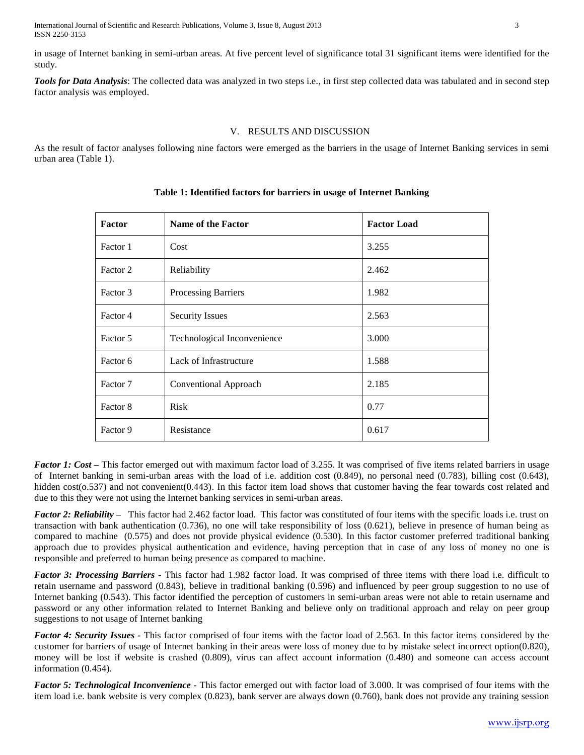in usage of Internet banking in semi-urban areas. At five percent level of significance total 31 significant items were identified for the study.

***Tools for Data Analysis***: The collected data was analyzed in two steps i.e., in first step collected data was tabulated and in second step factor analysis was employed.

## V. RESULTS AND DISCUSSION

As the result of factor analyses following nine factors were emerged as the barriers in the usage of Internet Banking services in semi urban area (Table 1).

**Table 1: Identified factors for barriers in usage of Internet Banking**

| Factor | Name of the Factor | Factor Load |
|---|---|---|
| Factor 1 | Cost | 3.255 |
| Factor 2 | Reliability | 2.462 |
| Factor 3 | Processing Barriers | 1.982 |
| Factor 4 | Security Issues | 2.563 |
| Factor 5 | Technological Inconvenience | 3.000 |
| Factor 6 | Lack of Infrastructure | 1.588 |
| Factor 7 | Conventional Approach | 2.185 |
| Factor 8 | Risk | 0.77 |
| Factor 9 | Resistance | 0.617 |

***Factor 1: Cost*** – This factor emerged out with maximum factor load of 3.255. It was comprised of five items related barriers in usage of Internet banking in semi-urban areas with the load of i.e. addition cost (0.849), no personal need (0.783), billing cost (0.643), hidden cost(o.537) and not convenient(0.443). In this factor item load shows that customer having the fear towards cost related and due to this they were not using the Internet banking services in semi-urban areas.

***Factor 2: Reliability*** – This factor had 2.462 factor load. This factor was constituted of four items with the specific loads i.e. trust on transaction with bank authentication (0.736), no one will take responsibility of loss (0.621), believe in presence of human being as compared to machine (0.575) and does not provide physical evidence (0.530). In this factor customer preferred traditional banking approach due to provides physical authentication and evidence, having perception that in case of any loss of money no one is responsible and preferred to human being presence as compared to machine.

***Factor 3: Processing Barriers*** - This factor had 1.982 factor load. It was comprised of three items with there load i.e. difficult to retain username and password (0.843), believe in traditional banking (0.596) and influenced by peer group suggestion to no use of Internet banking (0.543). This factor identified the perception of customers in semi-urban areas were not able to retain username and password or any other information related to Internet Banking and believe only on traditional approach and relay on peer group suggestions to not usage of Internet banking

***Factor 4: Security Issues*** - This factor comprised of four items with the factor load of 2.563. In this factor items considered by the customer for barriers of usage of Internet banking in their areas were loss of money due to by mistake select incorrect option(0.820), money will be lost if website is crashed (0.809), virus can affect account information (0.480) and someone can access account information (0.454).

***Factor 5: Technological Inconvenience*** - This factor emerged out with factor load of 3.000. It was comprised of four items with the item load i.e. bank website is very complex (0.823), bank server are always down (0.760), bank does not provide any training session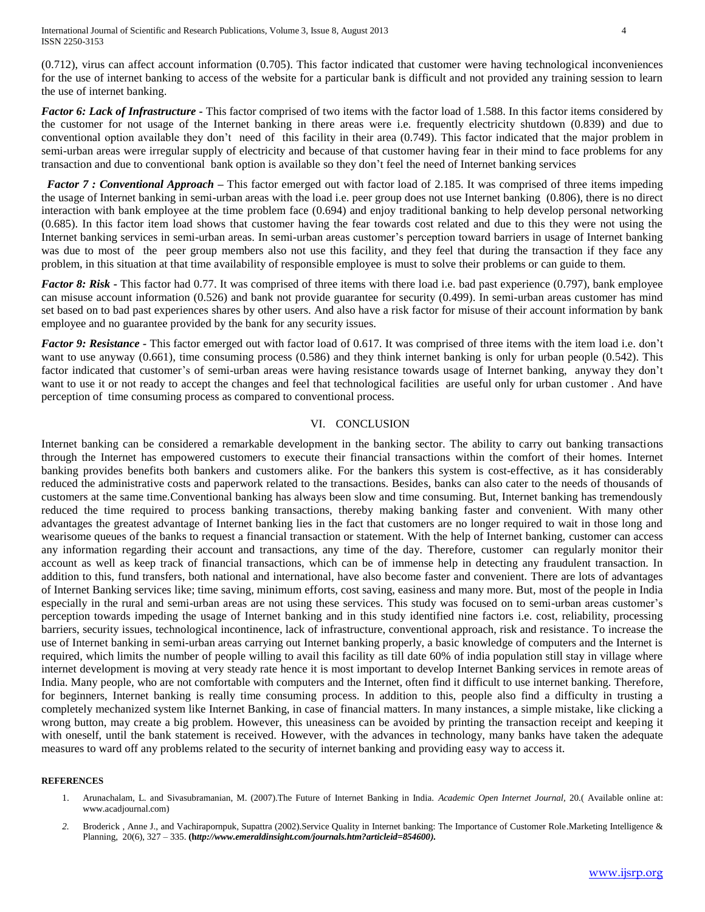(0.712), virus can affect account information (0.705). This factor indicated that customer were having technological inconveniences for the use of internet banking to access of the website for a particular bank is difficult and not provided any training session to learn the use of internet banking.

***Factor 6: Lack of Infrastructure -*** This factor comprised of two items with the factor load of 1.588. In this factor items considered by the customer for not usage of the Internet banking in there areas were i.e. frequently electricity shutdown (0.839) and due to conventional option available they don't need of this facility in their area (0.749). This factor indicated that the major problem in semi-urban areas were irregular supply of electricity and because of that customer having fear in their mind to face problems for any transaction and due to conventional bank option is available so they don't feel the need of Internet banking services

***Factor 7 : Conventional Approach –*** This factor emerged out with factor load of 2.185. It was comprised of three items impeding the usage of Internet banking in semi-urban areas with the load i.e. peer group does not use Internet banking (0.806), there is no direct interaction with bank employee at the time problem face (0.694) and enjoy traditional banking to help develop personal networking (0.685). In this factor item load shows that customer having the fear towards cost related and due to this they were not using the Internet banking services in semi-urban areas. In semi-urban areas customer's perception toward barriers in usage of Internet banking was due to most of the peer group members also not use this facility, and they feel that during the transaction if they face any problem, in this situation at that time availability of responsible employee is must to solve their problems or can guide to them.

***Factor 8: Risk -*** This factor had 0.77. It was comprised of three items with there load i.e. bad past experience (0.797), bank employee can misuse account information (0.526) and bank not provide guarantee for security (0.499). In semi-urban areas customer has mind set based on to bad past experiences shares by other users. And also have a risk factor for misuse of their account information by bank employee and no guarantee provided by the bank for any security issues.

***Factor 9: Resistance -*** This factor emerged out with factor load of 0.617. It was comprised of three items with the item load i.e. don't want to use anyway (0.661), time consuming process (0.586) and they think internet banking is only for urban people (0.542). This factor indicated that customer's of semi-urban areas were having resistance towards usage of Internet banking, anyway they don't want to use it or not ready to accept the changes and feel that technological facilities are useful only for urban customer . And have perception of time consuming process as compared to conventional process.

## VI. CONCLUSION

Internet banking can be considered a remarkable development in the banking sector. The ability to carry out banking transactions through the Internet has empowered customers to execute their financial transactions within the comfort of their homes. Internet banking provides benefits both bankers and customers alike. For the bankers this system is cost-effective, as it has considerably reduced the administrative costs and paperwork related to the transactions. Besides, banks can also cater to the needs of thousands of customers at the same time.Conventional banking has always been slow and time consuming. But, Internet banking has tremendously reduced the time required to process banking transactions, thereby making banking faster and convenient. With many other advantages the greatest advantage of Internet banking lies in the fact that customers are no longer required to wait in those long and wearisome queues of the banks to request a financial transaction or statement. With the help of Internet banking, customer can access any information regarding their account and transactions, any time of the day. Therefore, customer can regularly monitor their account as well as keep track of financial transactions, which can be of immense help in detecting any fraudulent transaction. In addition to this, fund transfers, both national and international, have also become faster and convenient. There are lots of advantages of Internet Banking services like; time saving, minimum efforts, cost saving, easiness and many more. But, most of the people in India especially in the rural and semi-urban areas are not using these services. This study was focused on to semi-urban areas customer's perception towards impeding the usage of Internet banking and in this study identified nine factors i.e. cost, reliability, processing barriers, security issues, technological incontinence, lack of infrastructure, conventional approach, risk and resistance. To increase the use of Internet banking in semi-urban areas carrying out Internet banking properly, a basic knowledge of computers and the Internet is required, which limits the number of people willing to avail this facility as till date 60% of india population still stay in village where internet development is moving at very steady rate hence it is most important to develop Internet Banking services in remote areas of India. Many people, who are not comfortable with computers and the Internet, often find it difficult to use internet banking. Therefore, for beginners, Internet banking is really time consuming process. In addition to this, people also find a difficulty in trusting a completely mechanized system like Internet Banking, in case of financial matters. In many instances, a simple mistake, like clicking a wrong button, may create a big problem. However, this uneasiness can be avoided by printing the transaction receipt and keeping it with oneself, until the bank statement is received. However, with the advances in technology, many banks have taken the adequate measures to ward off any problems related to the security of internet banking and providing easy way to access it.

#### REFERENCES

1. Arunachalam, L. and Sivasubramanian, M. (2007).The Future of Internet Banking in India. *Academic Open Internet Journal*, 20.( Available online at: www.acadjournal.com)
2. Broderick , Anne J., and Vachirapornpuk, Supattra (2002).Service Quality in Internet banking: The Importance of Customer Role.Marketing Intelligence & Planning, 20(6), 327 – 335. **(h*ttp://www.emeraldinsight.com/journals.htm?articleid=854600).***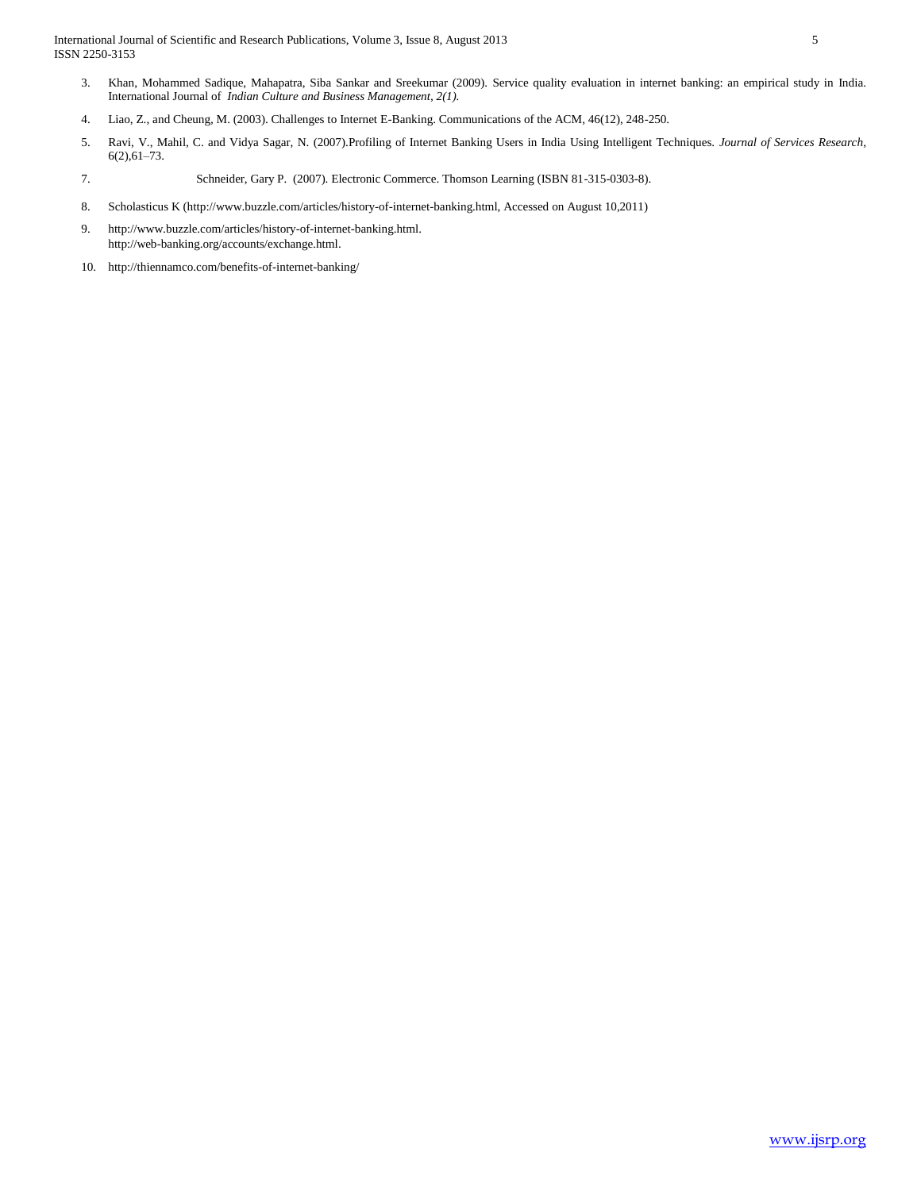3. Khan, Mohammed Sadique, Mahapatra, Siba Sankar and Sreekumar (2009). Service quality evaluation in internet banking: an empirical study in India. International Journal of *Indian Culture and Business Management, 2(1).*

4. Liao, Z., and Cheung, M. (2003). Challenges to Internet E-Banking. Communications of the ACM, 46(12), 248-250.

5. Ravi, V., Mahil, C. and Vidya Sagar, N. (2007).Profiling of Internet Banking Users in India Using Intelligent Techniques. *Journal of Services Research*, 6(2),61–73.

7. Schneider, Gary P. (2007). Electronic Commerce. Thomson Learning (ISBN 81-315-0303-8).

8. Scholasticus K (http://www.buzzle.com/articles/history-of-internet-banking.html, Accessed on August 10,2011)

9. http://www.buzzle.com/articles/history-of-internet-banking.html. http://web-banking.org/accounts/exchange.html.

10. http://thiennamco.com/benefits-of-internet-banking/